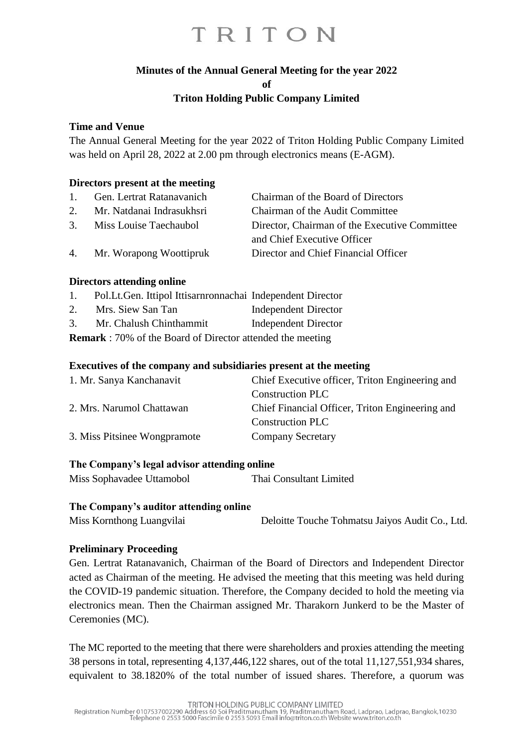# TRITON

## Minutes of the Annual General Meeting for the year 2022
## of
## Triton Holding Public Company Limited

### Time and Venue

The Annual General Meeting for the year 2022 of Triton Holding Public Company Limited was held on April 28, 2022 at 2.00 pm through electronics means (E-AGM).

### Directors present at the meeting

| | | |
|---|---|---|
| 1. | Gen. Lertrat Ratanavanich | Chairman of the Board of Directors |
| 2. | Mr. Natdanai Indrasukhsri | Chairman of the Audit Committee |
| 3. | Miss Louise Taechaubol | Director, Chairman of the Executive Committee and Chief Executive Officer |
| 4. | Mr. Worapong Woottipruk | Director and Chief Financial Officer |

### Directors attending online

| | | |
|---|---|---|
| 1. | Pol.Lt.Gen. Ittipol Ittisarnronnachai | Independent Director |
| 2. | Mrs. Siew San Tan | Independent Director |
| 3. | Mr. Chalush Chinthammit | Independent Director |

**Remark** : 70% of the Board of Director attended the meeting

### Executives of the company and subsidiaries present at the meeting

| | |
|---|---|
| 1. Mr. Sanya Kanchanavit | Chief Executive officer, Triton Engineering and Construction PLC |
| 2. Mrs. Narumol Chattawan | Chief Financial Officer, Triton Engineering and Construction PLC |
| 3. Miss Pitsinee Wongpramote | Company Secretary |

### The Company's legal advisor attending online

Miss Sophavadee Uttamobol — Thai Consultant Limited

### The Company's auditor attending online

Miss Kornthong Luangvilai — Deloitte Touche Tohmatsu Jaiyos Audit Co., Ltd.

### Preliminary Proceeding

Gen. Lertrat Ratanavanich, Chairman of the Board of Directors and Independent Director acted as Chairman of the meeting. He advised the meeting that this meeting was held during the COVID-19 pandemic situation. Therefore, the Company decided to hold the meeting via electronics mean. Then the Chairman assigned Mr. Tharakorn Junkerd to be the Master of Ceremonies (MC).

The MC reported to the meeting that there were shareholders and proxies attending the meeting 38 persons in total, representing 4,137,446,122 shares, out of the total 11,127,551,934 shares, equivalent to 38.1820% of the total number of issued shares. Therefore, a quorum was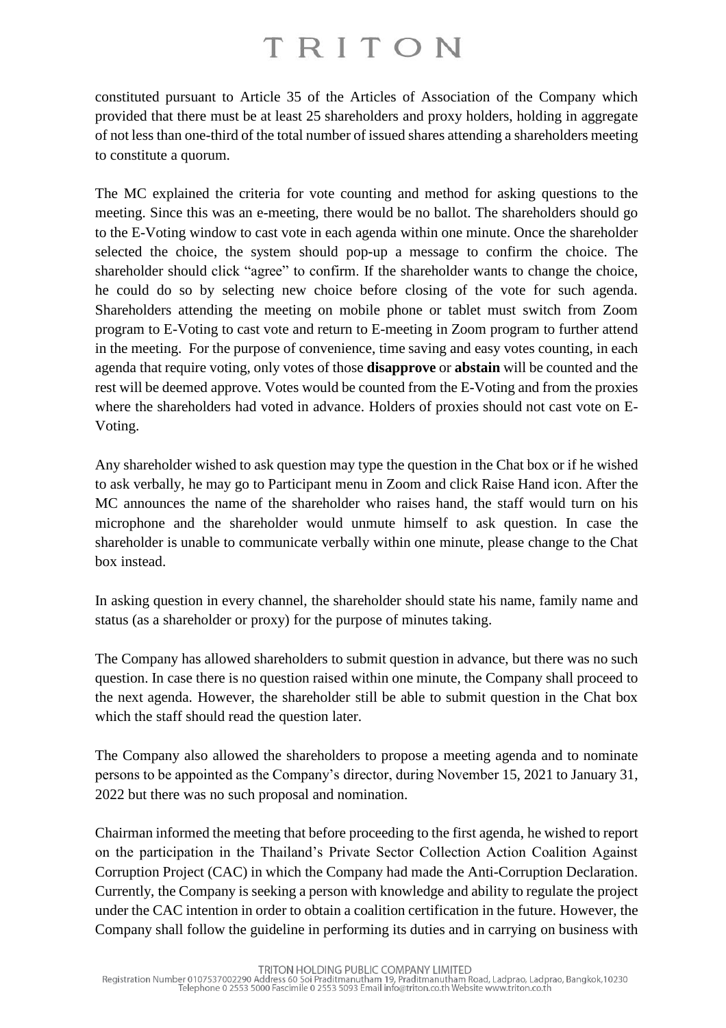constituted pursuant to Article 35 of the Articles of Association of the Company which provided that there must be at least 25 shareholders and proxy holders, holding in aggregate of not less than one-third of the total number of issued shares attending a shareholders meeting to constitute a quorum.

The MC explained the criteria for vote counting and method for asking questions to the meeting. Since this was an e-meeting, there would be no ballot. The shareholders should go to the E-Voting window to cast vote in each agenda within one minute. Once the shareholder selected the choice, the system should pop-up a message to confirm the choice. The shareholder should click "agree" to confirm. If the shareholder wants to change the choice, he could do so by selecting new choice before closing of the vote for such agenda. Shareholders attending the meeting on mobile phone or tablet must switch from Zoom program to E-Voting to cast vote and return to E-meeting in Zoom program to further attend in the meeting. For the purpose of convenience, time saving and easy votes counting, in each agenda that require voting, only votes of those **disapprove** or **abstain** will be counted and the rest will be deemed approve. Votes would be counted from the E-Voting and from the proxies where the shareholders had voted in advance. Holders of proxies should not cast vote on E-Voting.

Any shareholder wished to ask question may type the question in the Chat box or if he wished to ask verbally, he may go to Participant menu in Zoom and click Raise Hand icon. After the MC announces the name of the shareholder who raises hand, the staff would turn on his microphone and the shareholder would unmute himself to ask question. In case the shareholder is unable to communicate verbally within one minute, please change to the Chat box instead.

In asking question in every channel, the shareholder should state his name, family name and status (as a shareholder or proxy) for the purpose of minutes taking.

The Company has allowed shareholders to submit question in advance, but there was no such question. In case there is no question raised within one minute, the Company shall proceed to the next agenda. However, the shareholder still be able to submit question in the Chat box which the staff should read the question later.

The Company also allowed the shareholders to propose a meeting agenda and to nominate persons to be appointed as the Company's director, during November 15, 2021 to January 31, 2022 but there was no such proposal and nomination.

Chairman informed the meeting that before proceeding to the first agenda, he wished to report on the participation in the Thailand's Private Sector Collection Action Coalition Against Corruption Project (CAC) in which the Company had made the Anti-Corruption Declaration. Currently, the Company is seeking a person with knowledge and ability to regulate the project under the CAC intention in order to obtain a coalition certification in the future. However, the Company shall follow the guideline in performing its duties and in carrying on business with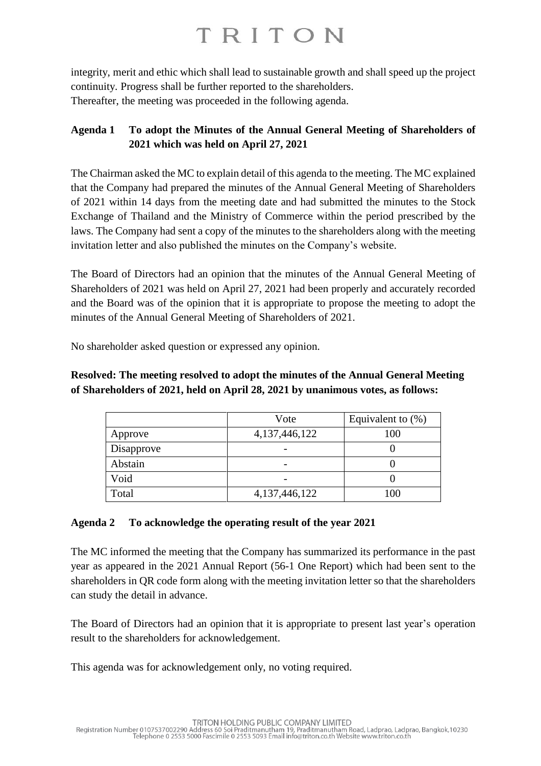integrity, merit and ethic which shall lead to sustainable growth and shall speed up the project continuity. Progress shall be further reported to the shareholders.
Thereafter, the meeting was proceeded in the following agenda.

**Agenda 1 To adopt the Minutes of the Annual General Meeting of Shareholders of 2021 which was held on April 27, 2021**

The Chairman asked the MC to explain detail of this agenda to the meeting. The MC explained that the Company had prepared the minutes of the Annual General Meeting of Shareholders of 2021 within 14 days from the meeting date and had submitted the minutes to the Stock Exchange of Thailand and the Ministry of Commerce within the period prescribed by the laws. The Company had sent a copy of the minutes to the shareholders along with the meeting invitation letter and also published the minutes on the Company's website.

The Board of Directors had an opinion that the minutes of the Annual General Meeting of Shareholders of 2021 was held on April 27, 2021 had been properly and accurately recorded and the Board was of the opinion that it is appropriate to propose the meeting to adopt the minutes of the Annual General Meeting of Shareholders of 2021.

No shareholder asked question or expressed any opinion.

**Resolved: The meeting resolved to adopt the minutes of the Annual General Meeting of Shareholders of 2021, held on April 28, 2021 by unanimous votes, as follows:**

| | Vote | Equivalent to (%) |
|---|---|---|
| Approve | 4,137,446,122 | 100 |
| Disapprove | - | 0 |
| Abstain | - | 0 |
| Void | - | 0 |
| Total | 4,137,446,122 | 100 |

**Agenda 2 To acknowledge the operating result of the year 2021**

The MC informed the meeting that the Company has summarized its performance in the past year as appeared in the 2021 Annual Report (56-1 One Report) which had been sent to the shareholders in QR code form along with the meeting invitation letter so that the shareholders can study the detail in advance.

The Board of Directors had an opinion that it is appropriate to present last year's operation result to the shareholders for acknowledgement.

This agenda was for acknowledgement only, no voting required.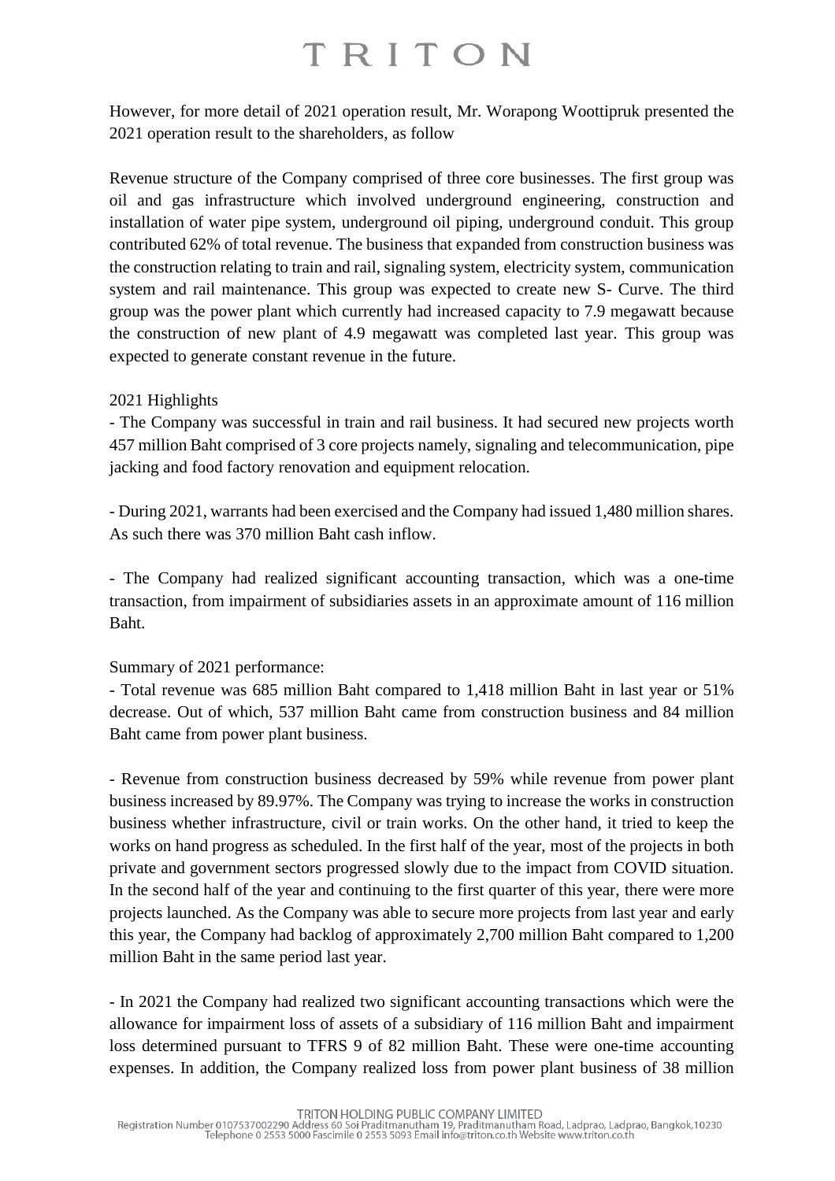However, for more detail of 2021 operation result, Mr. Worapong Woottipruk presented the 2021 operation result to the shareholders, as follow

Revenue structure of the Company comprised of three core businesses. The first group was oil and gas infrastructure which involved underground engineering, construction and installation of water pipe system, underground oil piping, underground conduit. This group contributed 62% of total revenue. The business that expanded from construction business was the construction relating to train and rail, signaling system, electricity system, communication system and rail maintenance. This group was expected to create new S- Curve. The third group was the power plant which currently had increased capacity to 7.9 megawatt because the construction of new plant of 4.9 megawatt was completed last year. This group was expected to generate constant revenue in the future.

2021 Highlights

- The Company was successful in train and rail business. It had secured new projects worth 457 million Baht comprised of 3 core projects namely, signaling and telecommunication, pipe jacking and food factory renovation and equipment relocation.

- During 2021, warrants had been exercised and the Company had issued 1,480 million shares. As such there was 370 million Baht cash inflow.

- The Company had realized significant accounting transaction, which was a one-time transaction, from impairment of subsidiaries assets in an approximate amount of 116 million Baht.

Summary of 2021 performance:

- Total revenue was 685 million Baht compared to 1,418 million Baht in last year or 51% decrease. Out of which, 537 million Baht came from construction business and 84 million Baht came from power plant business.

- Revenue from construction business decreased by 59% while revenue from power plant business increased by 89.97%. The Company was trying to increase the works in construction business whether infrastructure, civil or train works. On the other hand, it tried to keep the works on hand progress as scheduled. In the first half of the year, most of the projects in both private and government sectors progressed slowly due to the impact from COVID situation. In the second half of the year and continuing to the first quarter of this year, there were more projects launched. As the Company was able to secure more projects from last year and early this year, the Company had backlog of approximately 2,700 million Baht compared to 1,200 million Baht in the same period last year.

- In 2021 the Company had realized two significant accounting transactions which were the allowance for impairment loss of assets of a subsidiary of 116 million Baht and impairment loss determined pursuant to TFRS 9 of 82 million Baht. These were one-time accounting expenses. In addition, the Company realized loss from power plant business of 38 million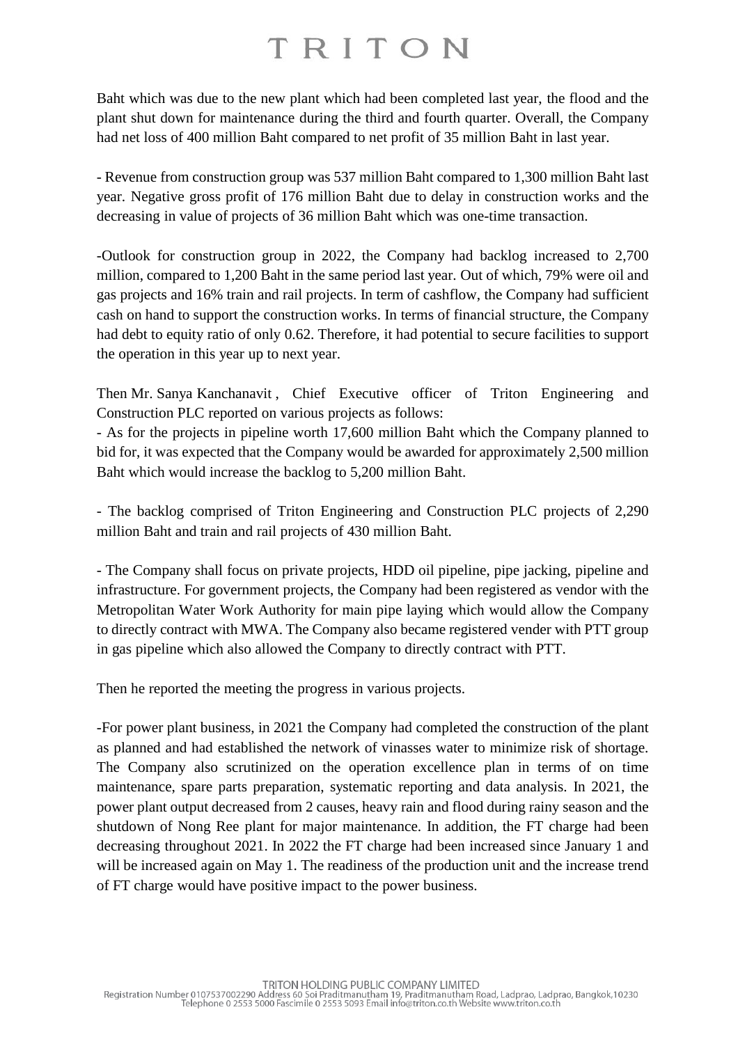Baht which was due to the new plant which had been completed last year, the flood and the plant shut down for maintenance during the third and fourth quarter. Overall, the Company had net loss of 400 million Baht compared to net profit of 35 million Baht in last year.

- Revenue from construction group was 537 million Baht compared to 1,300 million Baht last year. Negative gross profit of 176 million Baht due to delay in construction works and the decreasing in value of projects of 36 million Baht which was one-time transaction.

-Outlook for construction group in 2022, the Company had backlog increased to 2,700 million, compared to 1,200 Baht in the same period last year. Out of which, 79% were oil and gas projects and 16% train and rail projects. In term of cashflow, the Company had sufficient cash on hand to support the construction works. In terms of financial structure, the Company had debt to equity ratio of only 0.62. Therefore, it had potential to secure facilities to support the operation in this year up to next year.

Then Mr. Sanya Kanchanavit , Chief Executive officer of Triton Engineering and Construction PLC reported on various projects as follows:
- As for the projects in pipeline worth 17,600 million Baht which the Company planned to bid for, it was expected that the Company would be awarded for approximately 2,500 million Baht which would increase the backlog to 5,200 million Baht.

- The backlog comprised of Triton Engineering and Construction PLC projects of 2,290 million Baht and train and rail projects of 430 million Baht.

- The Company shall focus on private projects, HDD oil pipeline, pipe jacking, pipeline and infrastructure. For government projects, the Company had been registered as vendor with the Metropolitan Water Work Authority for main pipe laying which would allow the Company to directly contract with MWA. The Company also became registered vender with PTT group in gas pipeline which also allowed the Company to directly contract with PTT.

Then he reported the meeting the progress in various projects.

-For power plant business, in 2021 the Company had completed the construction of the plant as planned and had established the network of vinasses water to minimize risk of shortage. The Company also scrutinized on the operation excellence plan in terms of on time maintenance, spare parts preparation, systematic reporting and data analysis. In 2021, the power plant output decreased from 2 causes, heavy rain and flood during rainy season and the shutdown of Nong Ree plant for major maintenance. In addition, the FT charge had been decreasing throughout 2021. In 2022 the FT charge had been increased since January 1 and will be increased again on May 1. The readiness of the production unit and the increase trend of FT charge would have positive impact to the power business.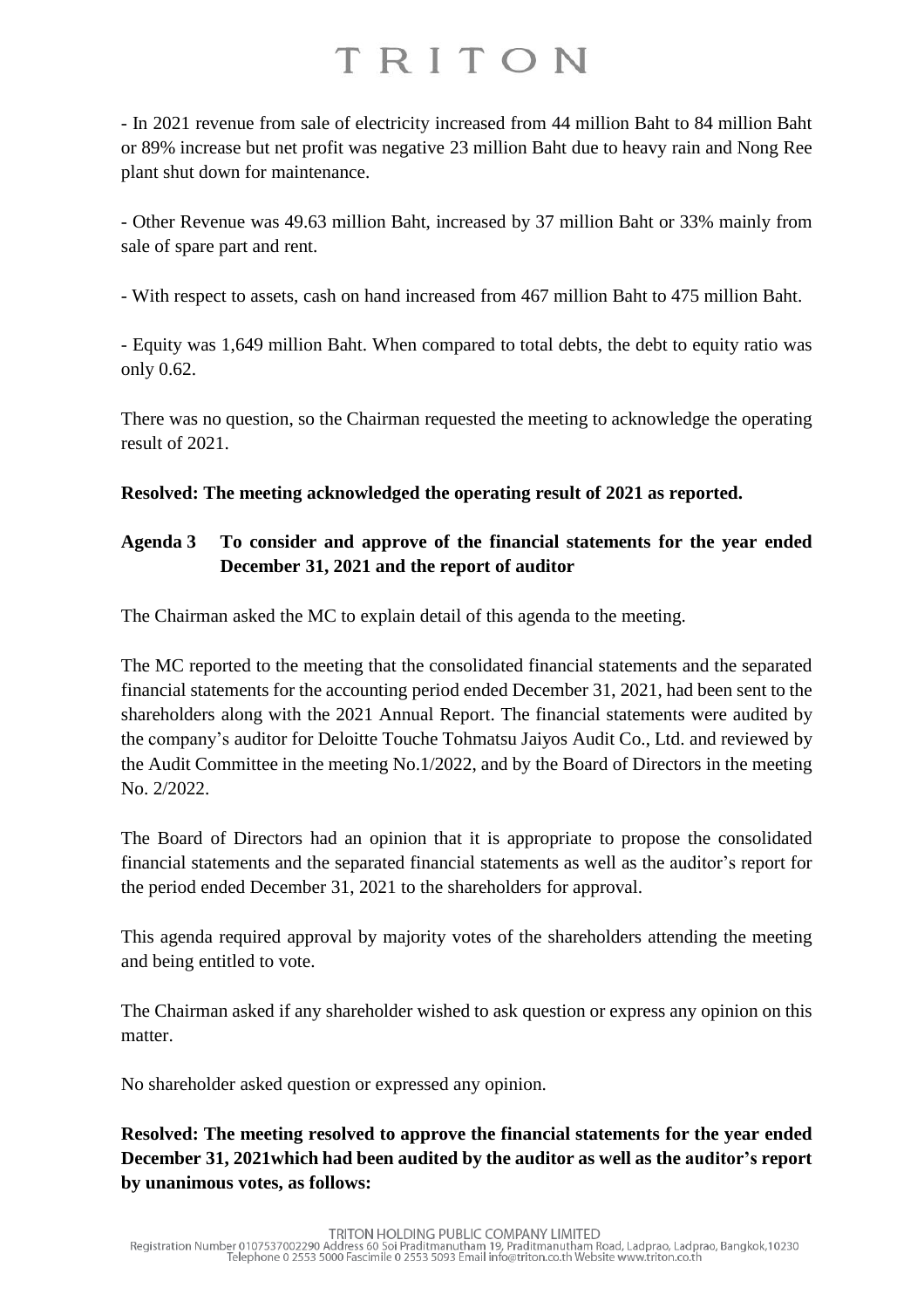- In 2021 revenue from sale of electricity increased from 44 million Baht to 84 million Baht or 89% increase but net profit was negative 23 million Baht due to heavy rain and Nong Ree plant shut down for maintenance.

- Other Revenue was 49.63 million Baht, increased by 37 million Baht or 33% mainly from sale of spare part and rent.

- With respect to assets, cash on hand increased from 467 million Baht to 475 million Baht.

- Equity was 1,649 million Baht. When compared to total debts, the debt to equity ratio was only 0.62.

There was no question, so the Chairman requested the meeting to acknowledge the operating result of 2021.

**Resolved: The meeting acknowledged the operating result of 2021 as reported.**

**Agenda 3 To consider and approve of the financial statements for the year ended December 31, 2021 and the report of auditor**

The Chairman asked the MC to explain detail of this agenda to the meeting.

The MC reported to the meeting that the consolidated financial statements and the separated financial statements for the accounting period ended December 31, 2021, had been sent to the shareholders along with the 2021 Annual Report. The financial statements were audited by the company's auditor for Deloitte Touche Tohmatsu Jaiyos Audit Co., Ltd. and reviewed by the Audit Committee in the meeting No.1/2022, and by the Board of Directors in the meeting No. 2/2022.

The Board of Directors had an opinion that it is appropriate to propose the consolidated financial statements and the separated financial statements as well as the auditor's report for the period ended December 31, 2021 to the shareholders for approval.

This agenda required approval by majority votes of the shareholders attending the meeting and being entitled to vote.

The Chairman asked if any shareholder wished to ask question or express any opinion on this matter.

No shareholder asked question or expressed any opinion.

**Resolved: The meeting resolved to approve the financial statements for the year ended December 31, 2021which had been audited by the auditor as well as the auditor's report by unanimous votes, as follows:**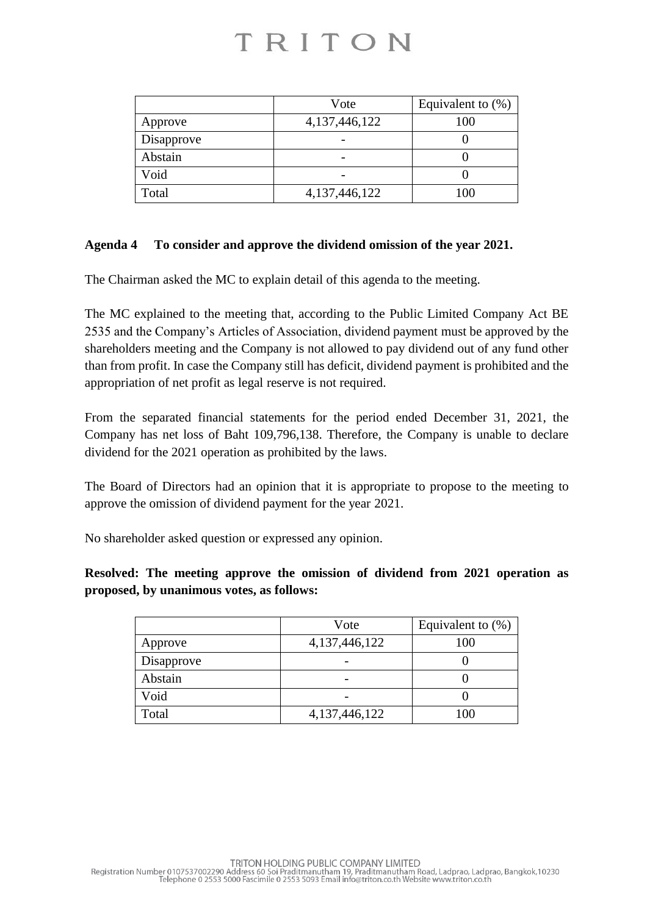|  | Vote | Equivalent to (%) |
|---|---|---|
| Approve | 4,137,446,122 | 100 |
| Disapprove | - | 0 |
| Abstain | - | 0 |
| Void | - | 0 |
| Total | 4,137,446,122 | 100 |

**Agenda 4 To consider and approve the dividend omission of the year 2021.**

The Chairman asked the MC to explain detail of this agenda to the meeting.

The MC explained to the meeting that, according to the Public Limited Company Act BE 2535 and the Company's Articles of Association, dividend payment must be approved by the shareholders meeting and the Company is not allowed to pay dividend out of any fund other than from profit. In case the Company still has deficit, dividend payment is prohibited and the appropriation of net profit as legal reserve is not required.

From the separated financial statements for the period ended December 31, 2021, the Company has net loss of Baht 109,796,138. Therefore, the Company is unable to declare dividend for the 2021 operation as prohibited by the laws.

The Board of Directors had an opinion that it is appropriate to propose to the meeting to approve the omission of dividend payment for the year 2021.

No shareholder asked question or expressed any opinion.

**Resolved: The meeting approve the omission of dividend from 2021 operation as proposed, by unanimous votes, as follows:**

|  | Vote | Equivalent to (%) |
|---|---|---|
| Approve | 4,137,446,122 | 100 |
| Disapprove | - | 0 |
| Abstain | - | 0 |
| Void | - | 0 |
| Total | 4,137,446,122 | 100 |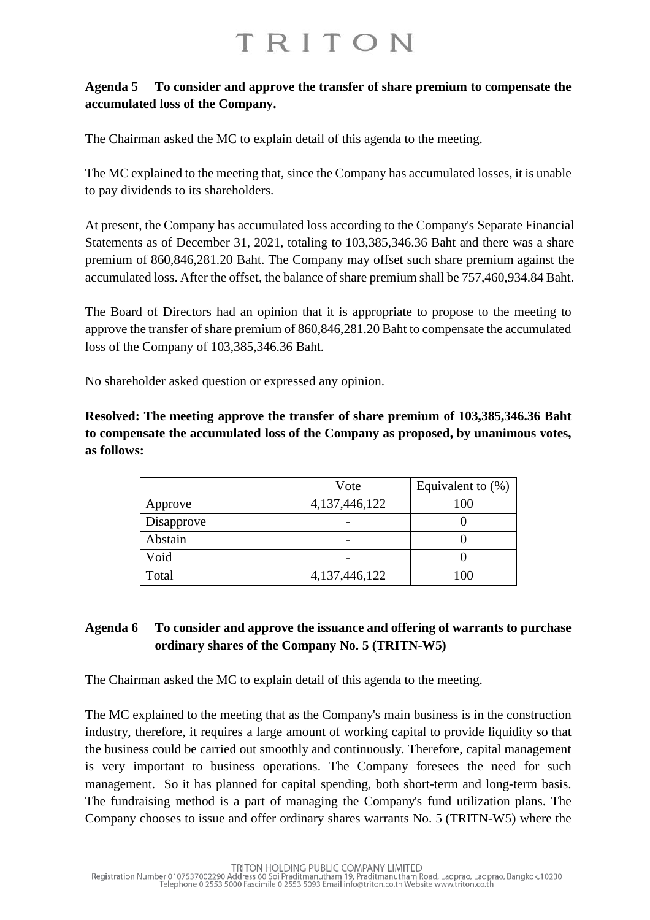**Agenda 5 To consider and approve the transfer of share premium to compensate the accumulated loss of the Company.**

The Chairman asked the MC to explain detail of this agenda to the meeting.

The MC explained to the meeting that, since the Company has accumulated losses, it is unable to pay dividends to its shareholders.

At present, the Company has accumulated loss according to the Company's Separate Financial Statements as of December 31, 2021, totaling to 103,385,346.36 Baht and there was a share premium of 860,846,281.20 Baht. The Company may offset such share premium against the accumulated loss. After the offset, the balance of share premium shall be 757,460,934.84 Baht.

The Board of Directors had an opinion that it is appropriate to propose to the meeting to approve the transfer of share premium of 860,846,281.20 Baht to compensate the accumulated loss of the Company of 103,385,346.36 Baht.

No shareholder asked question or expressed any opinion.

**Resolved: The meeting approve the transfer of share premium of 103,385,346.36 Baht to compensate the accumulated loss of the Company as proposed, by unanimous votes, as follows:**

| | Vote | Equivalent to (%) |
|---|---|---|
| Approve | 4,137,446,122 | 100 |
| Disapprove | - | 0 |
| Abstain | - | 0 |
| Void | - | 0 |
| Total | 4,137,446,122 | 100 |

**Agenda 6 To consider and approve the issuance and offering of warrants to purchase ordinary shares of the Company No. 5 (TRITN-W5)**

The Chairman asked the MC to explain detail of this agenda to the meeting.

The MC explained to the meeting that as the Company's main business is in the construction industry, therefore, it requires a large amount of working capital to provide liquidity so that the business could be carried out smoothly and continuously. Therefore, capital management is very important to business operations. The Company foresees the need for such management. So it has planned for capital spending, both short-term and long-term basis. The fundraising method is a part of managing the Company's fund utilization plans. The Company chooses to issue and offer ordinary shares warrants No. 5 (TRITN-W5) where the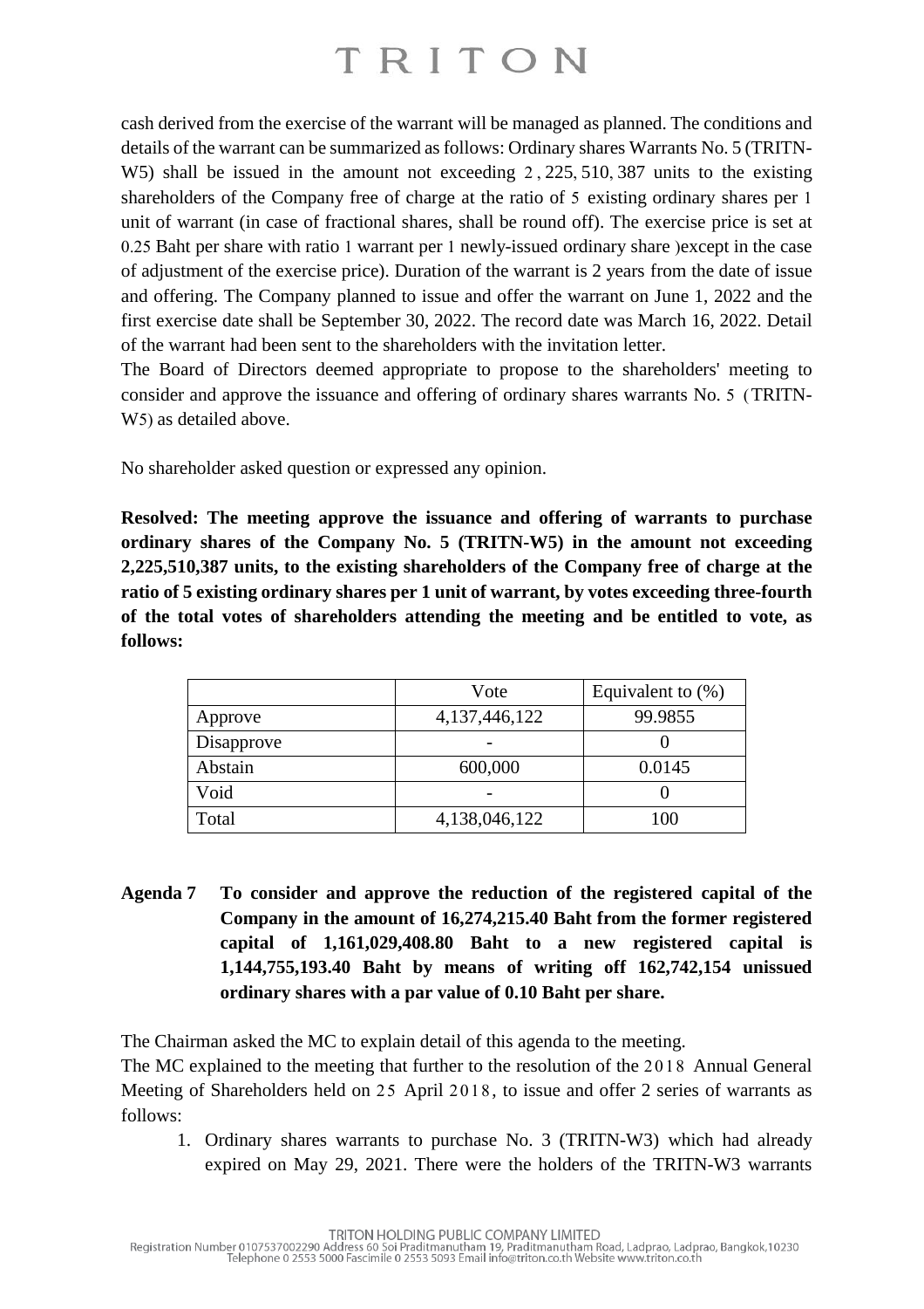cash derived from the exercise of the warrant will be managed as planned. The conditions and details of the warrant can be summarized as follows: Ordinary shares Warrants No. 5 (TRITN-W5) shall be issued in the amount not exceeding 2,225,510,387 units to the existing shareholders of the Company free of charge at the ratio of 5 existing ordinary shares per 1 unit of warrant (in case of fractional shares, shall be round off). The exercise price is set at 0.25 Baht per share with ratio 1 warrant per 1 newly-issued ordinary share )except in the case of adjustment of the exercise price). Duration of the warrant is 2 years from the date of issue and offering. The Company planned to issue and offer the warrant on June 1, 2022 and the first exercise date shall be September 30, 2022. The record date was March 16, 2022. Detail of the warrant had been sent to the shareholders with the invitation letter.

The Board of Directors deemed appropriate to propose to the shareholders' meeting to consider and approve the issuance and offering of ordinary shares warrants No. 5 (TRITN-W5) as detailed above.

No shareholder asked question or expressed any opinion.

**Resolved: The meeting approve the issuance and offering of warrants to purchase ordinary shares of the Company No. 5 (TRITN-W5) in the amount not exceeding 2,225,510,387 units, to the existing shareholders of the Company free of charge at the ratio of 5 existing ordinary shares per 1 unit of warrant, by votes exceeding three-fourth of the total votes of shareholders attending the meeting and be entitled to vote, as follows:**

| | Vote | Equivalent to (%) |
|---|---|---|
| Approve | 4,137,446,122 | 99.9855 |
| Disapprove | - | 0 |
| Abstain | 600,000 | 0.0145 |
| Void | - | 0 |
| Total | 4,138,046,122 | 100 |

**Agenda 7 To consider and approve the reduction of the registered capital of the Company in the amount of 16,274,215.40 Baht from the former registered capital of 1,161,029,408.80 Baht to a new registered capital is 1,144,755,193.40 Baht by means of writing off 162,742,154 unissued ordinary shares with a par value of 0.10 Baht per share.**

The Chairman asked the MC to explain detail of this agenda to the meeting.

The MC explained to the meeting that further to the resolution of the 2018 Annual General Meeting of Shareholders held on 25 April 2018, to issue and offer 2 series of warrants as follows:

1. Ordinary shares warrants to purchase No. 3 (TRITN-W3) which had already expired on May 29, 2021. There were the holders of the TRITN-W3 warrants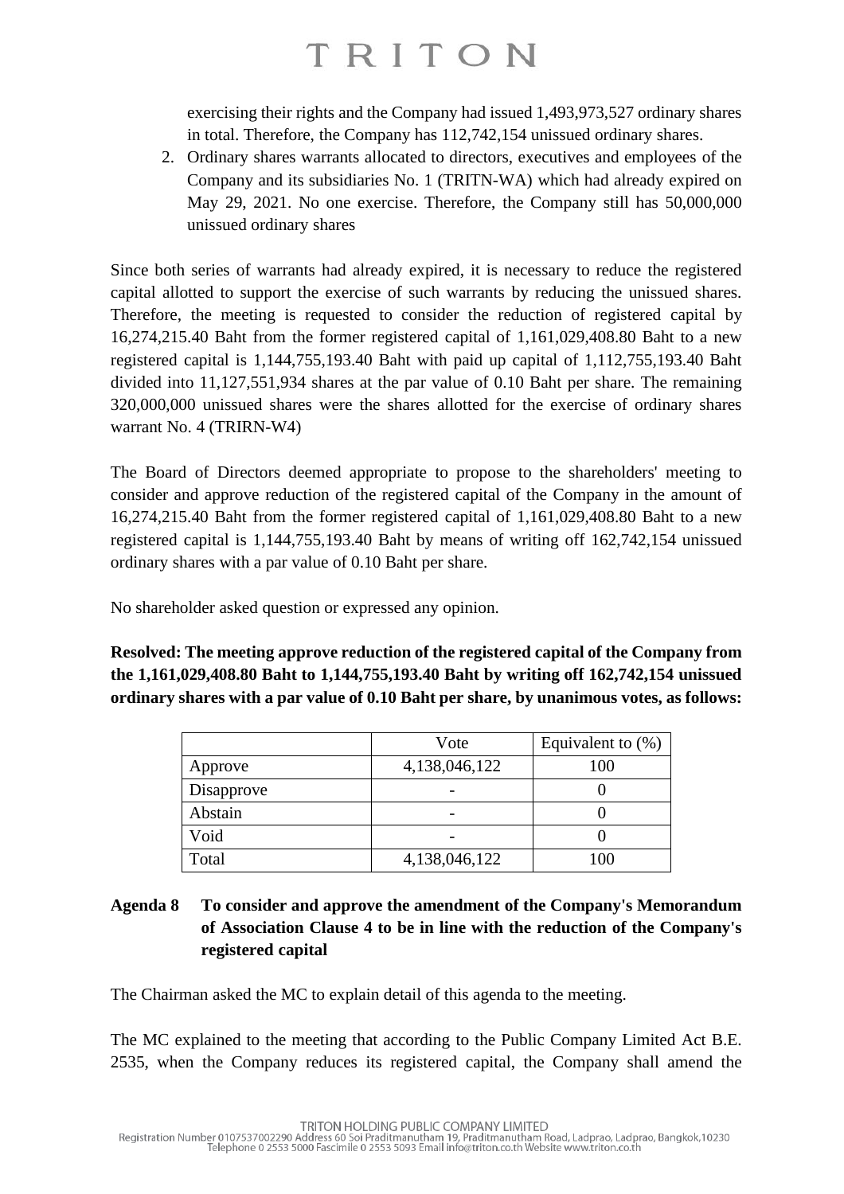exercising their rights and the Company had issued 1,493,973,527 ordinary shares in total. Therefore, the Company has 112,742,154 unissued ordinary shares.

2. Ordinary shares warrants allocated to directors, executives and employees of the Company and its subsidiaries No. 1 (TRITN-WA) which had already expired on May 29, 2021. No one exercise. Therefore, the Company still has 50,000,000 unissued ordinary shares

Since both series of warrants had already expired, it is necessary to reduce the registered capital allotted to support the exercise of such warrants by reducing the unissued shares. Therefore, the meeting is requested to consider the reduction of registered capital by 16,274,215.40 Baht from the former registered capital of 1,161,029,408.80 Baht to a new registered capital is 1,144,755,193.40 Baht with paid up capital of 1,112,755,193.40 Baht divided into 11,127,551,934 shares at the par value of 0.10 Baht per share. The remaining 320,000,000 unissued shares were the shares allotted for the exercise of ordinary shares warrant No. 4 (TRIRN-W4)

The Board of Directors deemed appropriate to propose to the shareholders' meeting to consider and approve reduction of the registered capital of the Company in the amount of 16,274,215.40 Baht from the former registered capital of 1,161,029,408.80 Baht to a new registered capital is 1,144,755,193.40 Baht by means of writing off 162,742,154 unissued ordinary shares with a par value of 0.10 Baht per share.

No shareholder asked question or expressed any opinion.

**Resolved: The meeting approve reduction of the registered capital of the Company from the 1,161,029,408.80 Baht to 1,144,755,193.40 Baht by writing off 162,742,154 unissued ordinary shares with a par value of 0.10 Baht per share, by unanimous votes, as follows:**

| | Vote | Equivalent to (%) |
|---|---|---|
| Approve | 4,138,046,122 | 100 |
| Disapprove | - | 0 |
| Abstain | - | 0 |
| Void | - | 0 |
| Total | 4,138,046,122 | 100 |

**Agenda 8 To consider and approve the amendment of the Company's Memorandum of Association Clause 4 to be in line with the reduction of the Company's registered capital**

The Chairman asked the MC to explain detail of this agenda to the meeting.

The MC explained to the meeting that according to the Public Company Limited Act B.E. 2535, when the Company reduces its registered capital, the Company shall amend the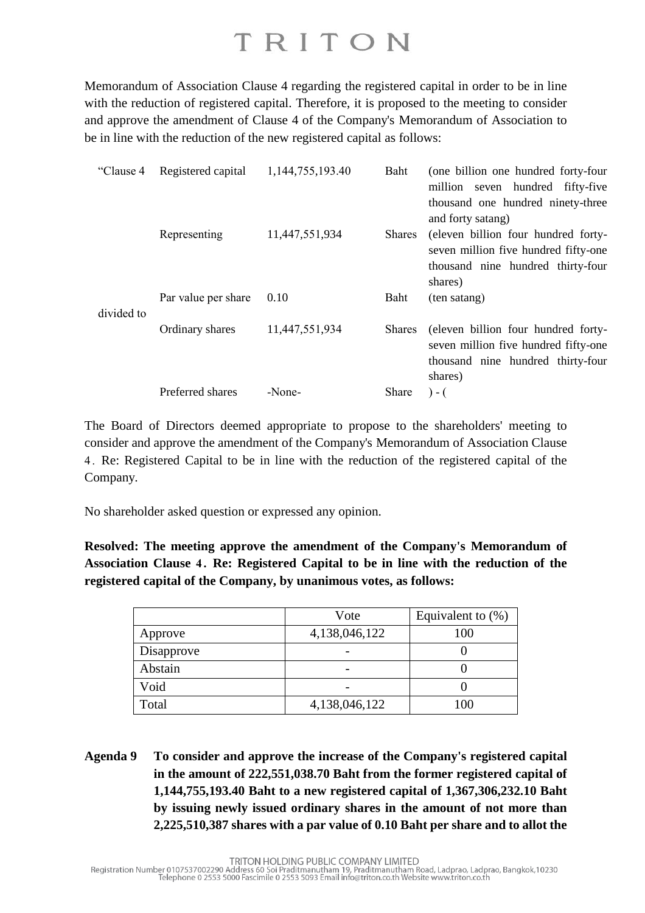Memorandum of Association Clause 4 regarding the registered capital in order to be in line with the reduction of registered capital. Therefore, it is proposed to the meeting to consider and approve the amendment of Clause 4 of the Company's Memorandum of Association to be in line with the reduction of the new registered capital as follows:

| | | | | |
|---|---|---|---|---|
| "Clause 4 | Registered capital | 1,144,755,193.40 | Baht | (one billion one hundred forty-four million seven hundred fifty-five thousand one hundred ninety-three and forty satang) |
| | Representing | 11,447,551,934 | Shares | (eleven billion four hundred forty-seven million five hundred fifty-one thousand nine hundred thirty-four shares) |
| | Par value per share | 0.10 | Baht | (ten satang) |
| divided to | | | | |
| | Ordinary shares | 11,447,551,934 | Shares | (eleven billion four hundred forty-seven million five hundred fifty-one thousand nine hundred thirty-four shares) |
| | Preferred shares | -None- | Share | ) - ( |

The Board of Directors deemed appropriate to propose to the shareholders' meeting to consider and approve the amendment of the Company's Memorandum of Association Clause 4. Re: Registered Capital to be in line with the reduction of the registered capital of the Company.

No shareholder asked question or expressed any opinion.

**Resolved: The meeting approve the amendment of the Company's Memorandum of Association Clause 4. Re: Registered Capital to be in line with the reduction of the registered capital of the Company, by unanimous votes, as follows:**

| | Vote | Equivalent to (%) |
|---|---|---|
| Approve | 4,138,046,122 | 100 |
| Disapprove | - | 0 |
| Abstain | - | 0 |
| Void | - | 0 |
| Total | 4,138,046,122 | 100 |

**Agenda 9 To consider and approve the increase of the Company's registered capital in the amount of 222,551,038.70 Baht from the former registered capital of 1,144,755,193.40 Baht to a new registered capital of 1,367,306,232.10 Baht by issuing newly issued ordinary shares in the amount of not more than 2,225,510,387 shares with a par value of 0.10 Baht per share and to allot the**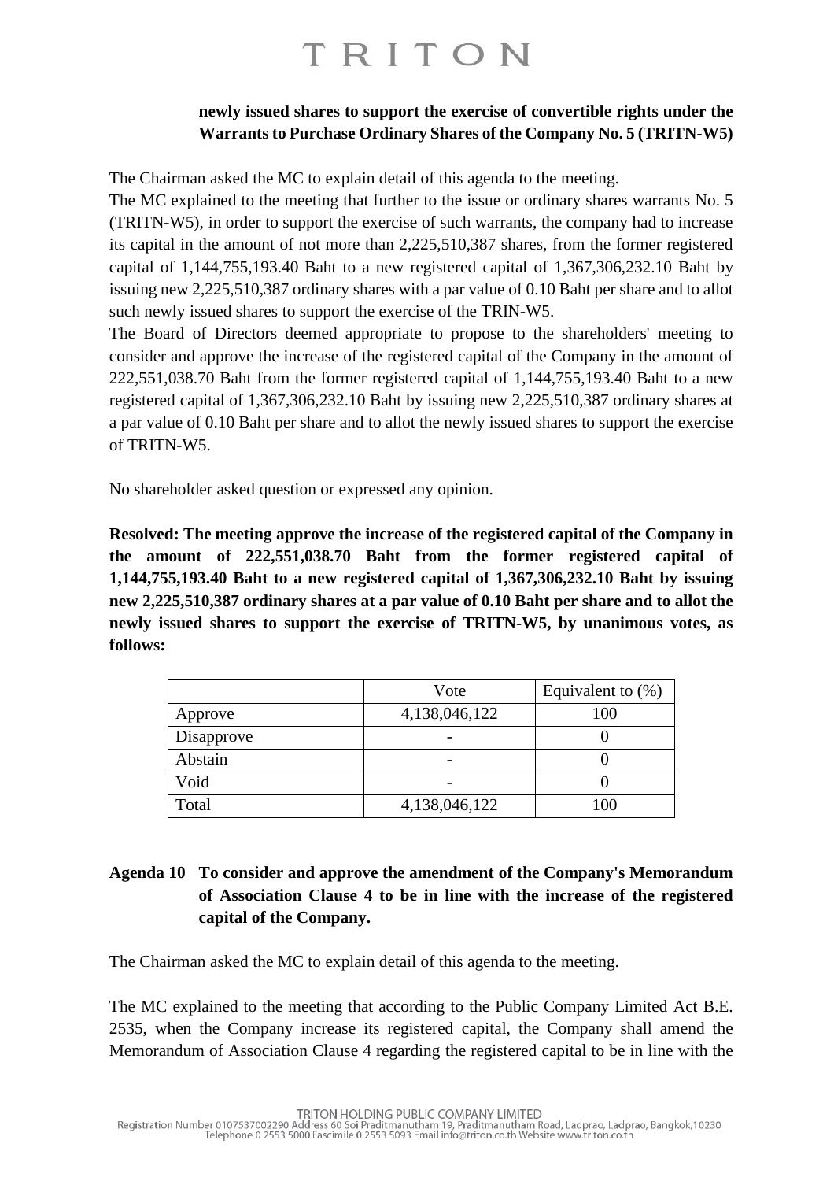**newly issued shares to support the exercise of convertible rights under the Warrants to Purchase Ordinary Shares of the Company No. 5 (TRITN-W5)**

The Chairman asked the MC to explain detail of this agenda to the meeting.

The MC explained to the meeting that further to the issue or ordinary shares warrants No. 5 (TRITN-W5), in order to support the exercise of such warrants, the company had to increase its capital in the amount of not more than 2,225,510,387 shares, from the former registered capital of 1,144,755,193.40 Baht to a new registered capital of 1,367,306,232.10 Baht by issuing new 2,225,510,387 ordinary shares with a par value of 0.10 Baht per share and to allot such newly issued shares to support the exercise of the TRIN-W5.

The Board of Directors deemed appropriate to propose to the shareholders' meeting to consider and approve the increase of the registered capital of the Company in the amount of 222,551,038.70 Baht from the former registered capital of 1,144,755,193.40 Baht to a new registered capital of 1,367,306,232.10 Baht by issuing new 2,225,510,387 ordinary shares at a par value of 0.10 Baht per share and to allot the newly issued shares to support the exercise of TRITN-W5.

No shareholder asked question or expressed any opinion.

**Resolved: The meeting approve the increase of the registered capital of the Company in the amount of 222,551,038.70 Baht from the former registered capital of 1,144,755,193.40 Baht to a new registered capital of 1,367,306,232.10 Baht by issuing new 2,225,510,387 ordinary shares at a par value of 0.10 Baht per share and to allot the newly issued shares to support the exercise of TRITN-W5, by unanimous votes, as follows:**

| | Vote | Equivalent to (%) |
|---|---|---|
| Approve | 4,138,046,122 | 100 |
| Disapprove | - | 0 |
| Abstain | - | 0 |
| Void | - | 0 |
| Total | 4,138,046,122 | 100 |

**Agenda 10 To consider and approve the amendment of the Company's Memorandum of Association Clause 4 to be in line with the increase of the registered capital of the Company.**

The Chairman asked the MC to explain detail of this agenda to the meeting.

The MC explained to the meeting that according to the Public Company Limited Act B.E. 2535, when the Company increase its registered capital, the Company shall amend the Memorandum of Association Clause 4 regarding the registered capital to be in line with the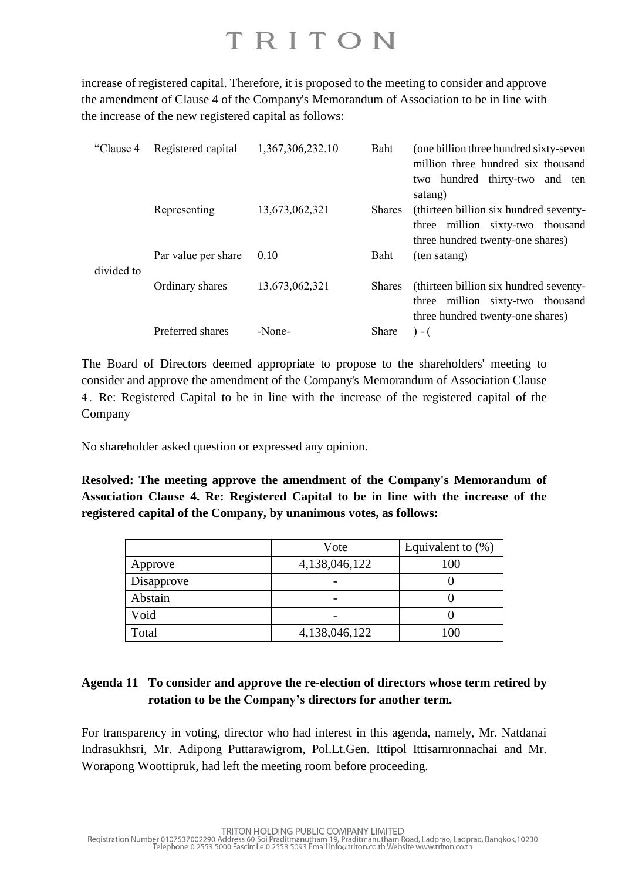increase of registered capital. Therefore, it is proposed to the meeting to consider and approve the amendment of Clause 4 of the Company's Memorandum of Association to be in line with the increase of the new registered capital as follows:

| | | | | |
|---|---|---|---|---|
| "Clause 4 | Registered capital | 1,367,306,232.10 | Baht | (one billion three hundred sixty-seven million three hundred six thousand two hundred thirty-two and ten satang) |
| | Representing | 13,673,062,321 | Shares | (thirteen billion six hundred seventy-three million sixty-two thousand three hundred twenty-one shares) |
| | Par value per share | 0.10 | Baht | (ten satang) |
| divided to | | | | |
| | Ordinary shares | 13,673,062,321 | Shares | (thirteen billion six hundred seventy-three million sixty-two thousand three hundred twenty-one shares) |
| | Preferred shares | -None- | Share | ) - ( |

The Board of Directors deemed appropriate to propose to the shareholders' meeting to consider and approve the amendment of the Company's Memorandum of Association Clause 4. Re: Registered Capital to be in line with the increase of the registered capital of the Company

No shareholder asked question or expressed any opinion.

**Resolved: The meeting approve the amendment of the Company's Memorandum of Association Clause 4. Re: Registered Capital to be in line with the increase of the registered capital of the Company, by unanimous votes, as follows:**

| | Vote | Equivalent to (%) |
|---|---|---|
| Approve | 4,138,046,122 | 100 |
| Disapprove | - | 0 |
| Abstain | - | 0 |
| Void | - | 0 |
| Total | 4,138,046,122 | 100 |

**Agenda 11 To consider and approve the re-election of directors whose term retired by rotation to be the Company's directors for another term.**

For transparency in voting, director who had interest in this agenda, namely, Mr. Natdanai Indrasukhsri, Mr. Adipong Puttarawigrom, Pol.Lt.Gen. Ittipol Ittisarnronnachai and Mr. Worapong Woottipruk, had left the meeting room before proceeding.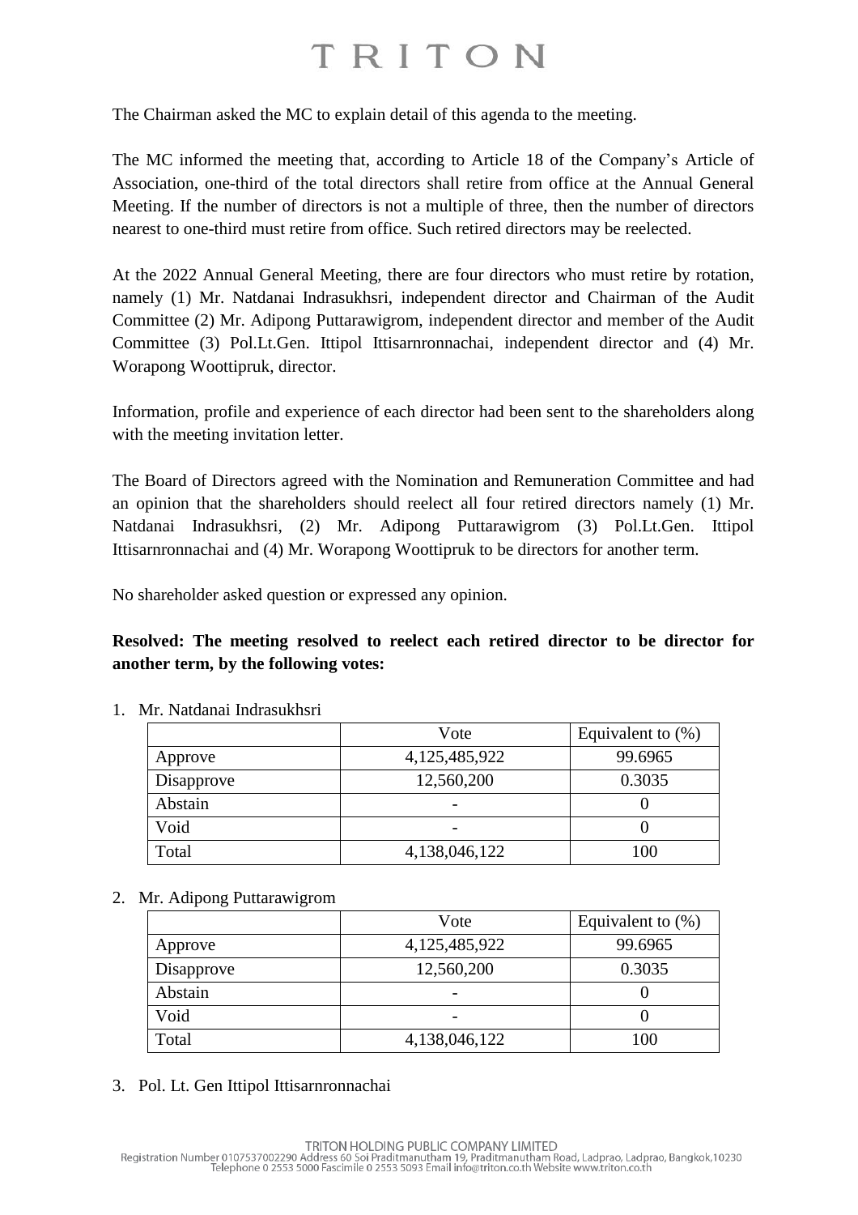The Chairman asked the MC to explain detail of this agenda to the meeting.

The MC informed the meeting that, according to Article 18 of the Company's Article of Association, one-third of the total directors shall retire from office at the Annual General Meeting. If the number of directors is not a multiple of three, then the number of directors nearest to one-third must retire from office. Such retired directors may be reelected.

At the 2022 Annual General Meeting, there are four directors who must retire by rotation, namely (1) Mr. Natdanai Indrasukhsri, independent director and Chairman of the Audit Committee (2) Mr. Adipong Puttarawigrom, independent director and member of the Audit Committee (3) Pol.Lt.Gen. Ittipol Ittisarnronnachai, independent director and (4) Mr. Worapong Woottipruk, director.

Information, profile and experience of each director had been sent to the shareholders along with the meeting invitation letter.

The Board of Directors agreed with the Nomination and Remuneration Committee and had an opinion that the shareholders should reelect all four retired directors namely (1) Mr. Natdanai Indrasukhsri, (2) Mr. Adipong Puttarawigrom (3) Pol.Lt.Gen. Ittipol Ittisarnronnachai and (4) Mr. Worapong Woottipruk to be directors for another term.

No shareholder asked question or expressed any opinion.

**Resolved: The meeting resolved to reelect each retired director to be director for another term, by the following votes:**

1. Mr. Natdanai Indrasukhsri

| | Vote | Equivalent to (%) |
|---|---|---|
| Approve | 4,125,485,922 | 99.6965 |
| Disapprove | 12,560,200 | 0.3035 |
| Abstain | - | 0 |
| Void | - | 0 |
| Total | 4,138,046,122 | 100 |

2. Mr. Adipong Puttarawigrom

| | Vote | Equivalent to (%) |
|---|---|---|
| Approve | 4,125,485,922 | 99.6965 |
| Disapprove | 12,560,200 | 0.3035 |
| Abstain | - | 0 |
| Void | - | 0 |
| Total | 4,138,046,122 | 100 |

3. Pol. Lt. Gen Ittipol Ittisarnronnachai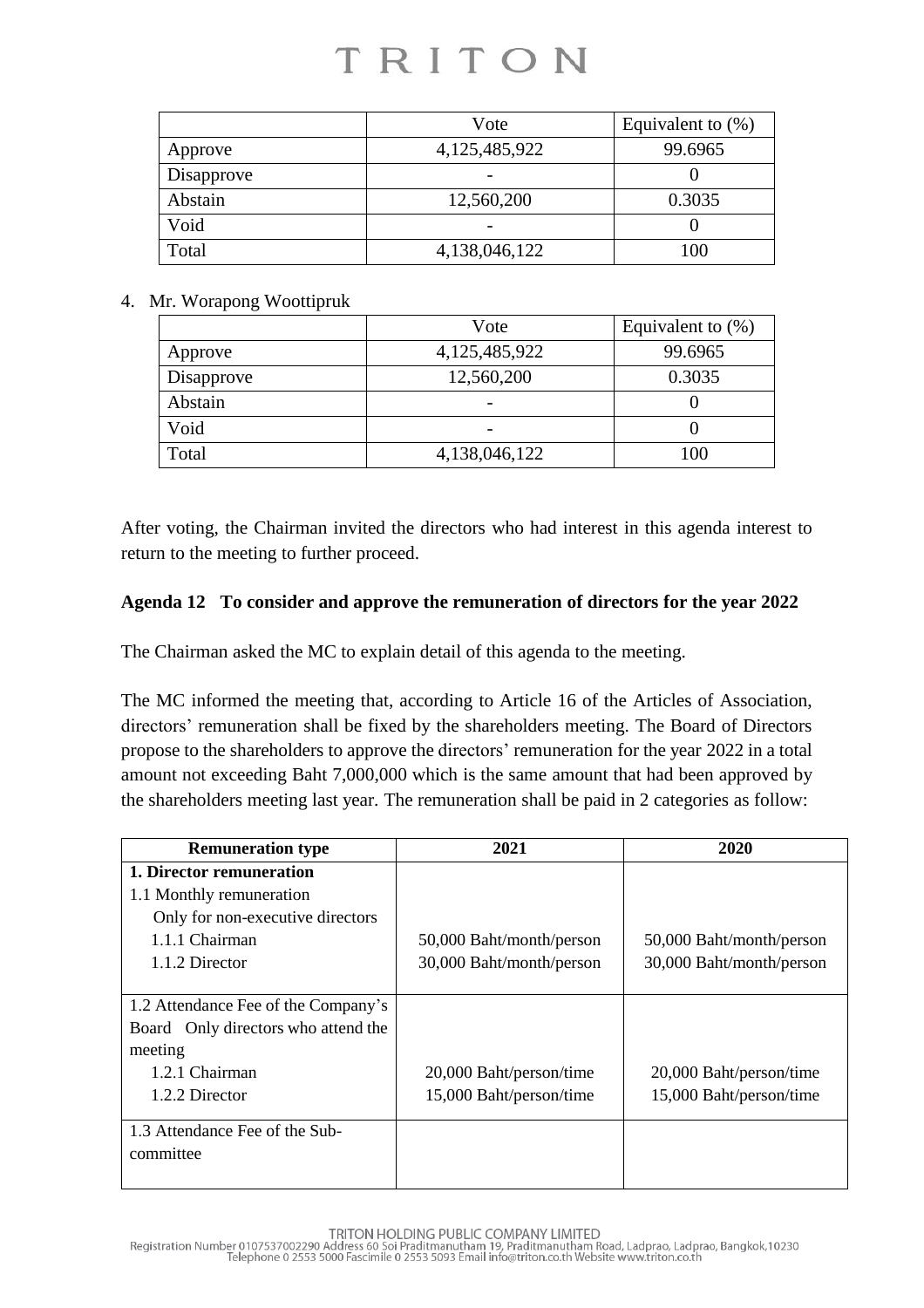| | Vote | Equivalent to (%) |
|---|---|---|
| Approve | 4,125,485,922 | 99.6965 |
| Disapprove | - | 0 |
| Abstain | 12,560,200 | 0.3035 |
| Void | - | 0 |
| Total | 4,138,046,122 | 100 |

4. Mr. Worapong Woottipruk

| | Vote | Equivalent to (%) |
|---|---|---|
| Approve | 4,125,485,922 | 99.6965 |
| Disapprove | 12,560,200 | 0.3035 |
| Abstain | - | 0 |
| Void | - | 0 |
| Total | 4,138,046,122 | 100 |

After voting, the Chairman invited the directors who had interest in this agenda interest to return to the meeting to further proceed.

**Agenda 12 To consider and approve the remuneration of directors for the year 2022**

The Chairman asked the MC to explain detail of this agenda to the meeting.

The MC informed the meeting that, according to Article 16 of the Articles of Association, directors' remuneration shall be fixed by the shareholders meeting. The Board of Directors propose to the shareholders to approve the directors' remuneration for the year 2022 in a total amount not exceeding Baht 7,000,000 which is the same amount that had been approved by the shareholders meeting last year. The remuneration shall be paid in 2 categories as follow:

| Remuneration type | 2021 | 2020 |
|---|---|---|
| **1. Director remuneration** | | |
| 1.1 Monthly remuneration<br>Only for non-executive directors | | |
| 1.1.1 Chairman | 50,000 Baht/month/person | 50,000 Baht/month/person |
| 1.1.2 Director | 30,000 Baht/month/person | 30,000 Baht/month/person |
| 1.2 Attendance Fee of the Company's Board Only directors who attend the meeting | | |
| 1.2.1 Chairman | 20,000 Baht/person/time | 20,000 Baht/person/time |
| 1.2.2 Director | 15,000 Baht/person/time | 15,000 Baht/person/time |
| 1.3 Attendance Fee of the Sub-committee | | |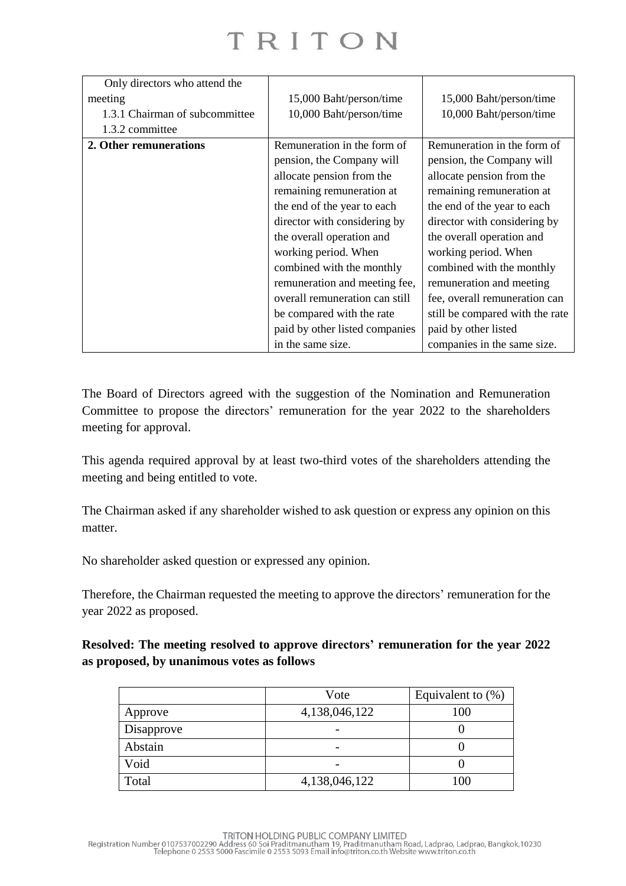| | | |
|---|---|---|
| Only directors who attend the meeting<br>1.3.1 Chairman of subcommittee<br>1.3.2 committee | 15,000 Baht/person/time<br>10,000 Baht/person/time | 15,000 Baht/person/time<br>10,000 Baht/person/time |
| **2. Other remunerations** | Remuneration in the form of pension, the Company will allocate pension from the remaining remuneration at the end of the year to each director with considering by the overall operation and working period. When combined with the monthly remuneration and meeting fee, overall remuneration can still be compared with the rate paid by other listed companies in the same size. | Remuneration in the form of pension, the Company will allocate pension from the remaining remuneration at the end of the year to each director with considering by the overall operation and working period. When combined with the monthly remuneration and meeting fee, overall remuneration can still be compared with the rate paid by other listed companies in the same size. |

The Board of Directors agreed with the suggestion of the Nomination and Remuneration Committee to propose the directors' remuneration for the year 2022 to the shareholders meeting for approval.

This agenda required approval by at least two-third votes of the shareholders attending the meeting and being entitled to vote.

The Chairman asked if any shareholder wished to ask question or express any opinion on this matter.

No shareholder asked question or expressed any opinion.

Therefore, the Chairman requested the meeting to approve the directors' remuneration for the year 2022 as proposed.

**Resolved: The meeting resolved to approve directors' remuneration for the year 2022 as proposed, by unanimous votes as follows**

| | Vote | Equivalent to (%) |
|---|---|---|
| Approve | 4,138,046,122 | 100 |
| Disapprove | - | 0 |
| Abstain | - | 0 |
| Void | - | 0 |
| Total | 4,138,046,122 | 100 |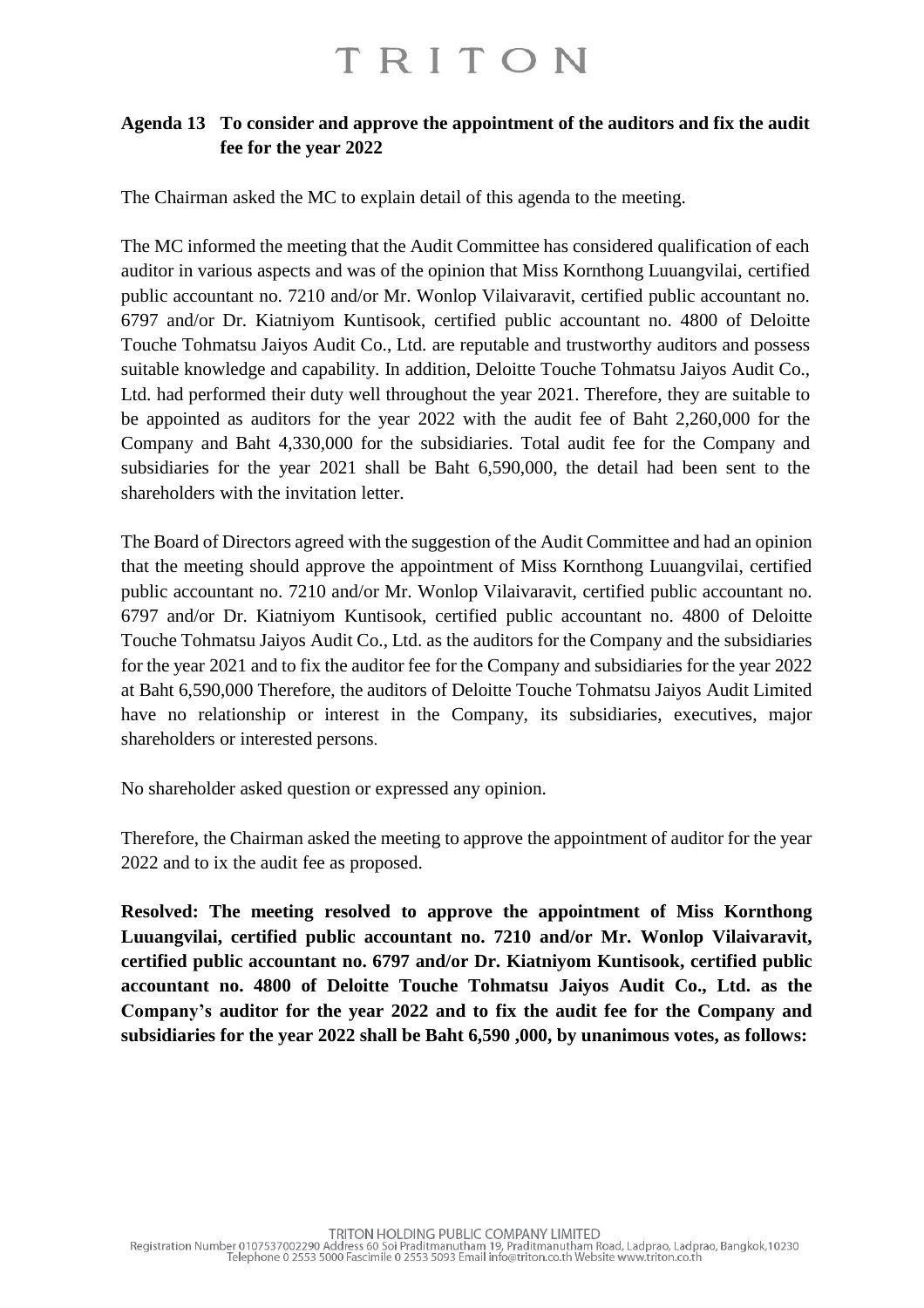**Agenda 13 To consider and approve the appointment of the auditors and fix the audit fee for the year 2022**

The Chairman asked the MC to explain detail of this agenda to the meeting.

The MC informed the meeting that the Audit Committee has considered qualification of each auditor in various aspects and was of the opinion that Miss Kornthong Luuangvilai, certified public accountant no. 7210 and/or Mr. Wonlop Vilaivaravit, certified public accountant no. 6797 and/or Dr. Kiatniyom Kuntisook, certified public accountant no. 4800 of Deloitte Touche Tohmatsu Jaiyos Audit Co., Ltd. are reputable and trustworthy auditors and possess suitable knowledge and capability. In addition, Deloitte Touche Tohmatsu Jaiyos Audit Co., Ltd. had performed their duty well throughout the year 2021. Therefore, they are suitable to be appointed as auditors for the year 2022 with the audit fee of Baht 2,260,000 for the Company and Baht 4,330,000 for the subsidiaries. Total audit fee for the Company and subsidiaries for the year 2021 shall be Baht 6,590,000, the detail had been sent to the shareholders with the invitation letter.

The Board of Directors agreed with the suggestion of the Audit Committee and had an opinion that the meeting should approve the appointment of Miss Kornthong Luuangvilai, certified public accountant no. 7210 and/or Mr. Wonlop Vilaivaravit, certified public accountant no. 6797 and/or Dr. Kiatniyom Kuntisook, certified public accountant no. 4800 of Deloitte Touche Tohmatsu Jaiyos Audit Co., Ltd. as the auditors for the Company and the subsidiaries for the year 2021 and to fix the auditor fee for the Company and subsidiaries for the year 2022 at Baht 6,590,000 Therefore, the auditors of Deloitte Touche Tohmatsu Jaiyos Audit Limited have no relationship or interest in the Company, its subsidiaries, executives, major shareholders or interested persons.

No shareholder asked question or expressed any opinion.

Therefore, the Chairman asked the meeting to approve the appointment of auditor for the year 2022 and to ix the audit fee as proposed.

**Resolved: The meeting resolved to approve the appointment of Miss Kornthong Luuangvilai, certified public accountant no. 7210 and/or Mr. Wonlop Vilaivaravit, certified public accountant no. 6797 and/or Dr. Kiatniyom Kuntisook, certified public accountant no. 4800 of Deloitte Touche Tohmatsu Jaiyos Audit Co., Ltd. as the Company's auditor for the year 2022 and to fix the audit fee for the Company and subsidiaries for the year 2022 shall be Baht 6,590 ,000, by unanimous votes, as follows:**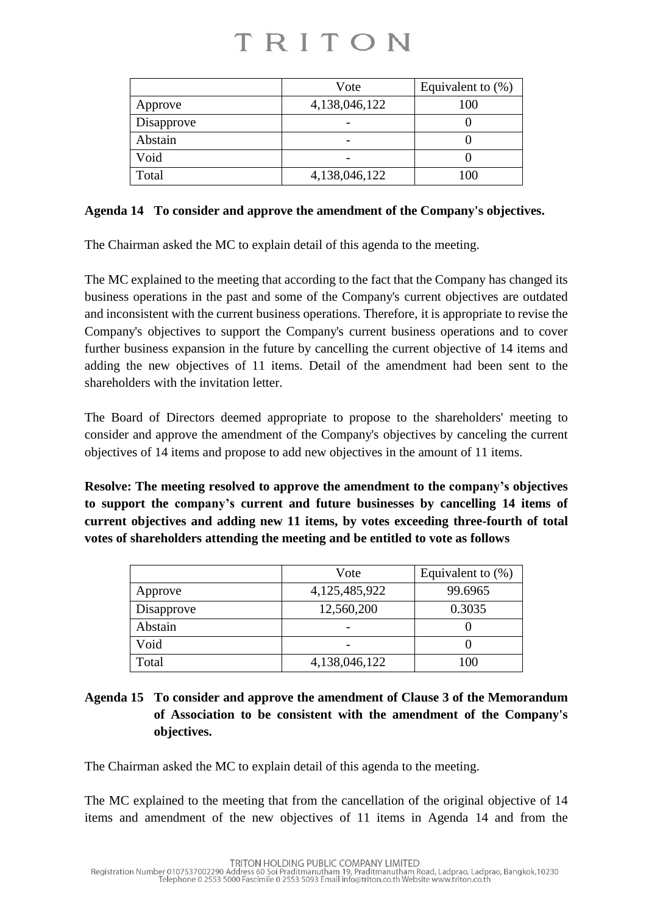| | Vote | Equivalent to (%) |
|---|---|---|
| Approve | 4,138,046,122 | 100 |
| Disapprove | - | 0 |
| Abstain | - | 0 |
| Void | - | 0 |
| Total | 4,138,046,122 | 100 |

**Agenda 14 To consider and approve the amendment of the Company's objectives.**

The Chairman asked the MC to explain detail of this agenda to the meeting.

The MC explained to the meeting that according to the fact that the Company has changed its business operations in the past and some of the Company's current objectives are outdated and inconsistent with the current business operations. Therefore, it is appropriate to revise the Company's objectives to support the Company's current business operations and to cover further business expansion in the future by cancelling the current objective of 14 items and adding the new objectives of 11 items. Detail of the amendment had been sent to the shareholders with the invitation letter.

The Board of Directors deemed appropriate to propose to the shareholders' meeting to consider and approve the amendment of the Company's objectives by canceling the current objectives of 14 items and propose to add new objectives in the amount of 11 items.

**Resolve: The meeting resolved to approve the amendment to the company's objectives to support the company's current and future businesses by cancelling 14 items of current objectives and adding new 11 items, by votes exceeding three-fourth of total votes of shareholders attending the meeting and be entitled to vote as follows**

| | Vote | Equivalent to (%) |
|---|---|---|
| Approve | 4,125,485,922 | 99.6965 |
| Disapprove | 12,560,200 | 0.3035 |
| Abstain | - | 0 |
| Void | - | 0 |
| Total | 4,138,046,122 | 100 |

**Agenda 15 To consider and approve the amendment of Clause 3 of the Memorandum of Association to be consistent with the amendment of the Company's objectives.**

The Chairman asked the MC to explain detail of this agenda to the meeting.

The MC explained to the meeting that from the cancellation of the original objective of 14 items and amendment of the new objectives of 11 items in Agenda 14 and from the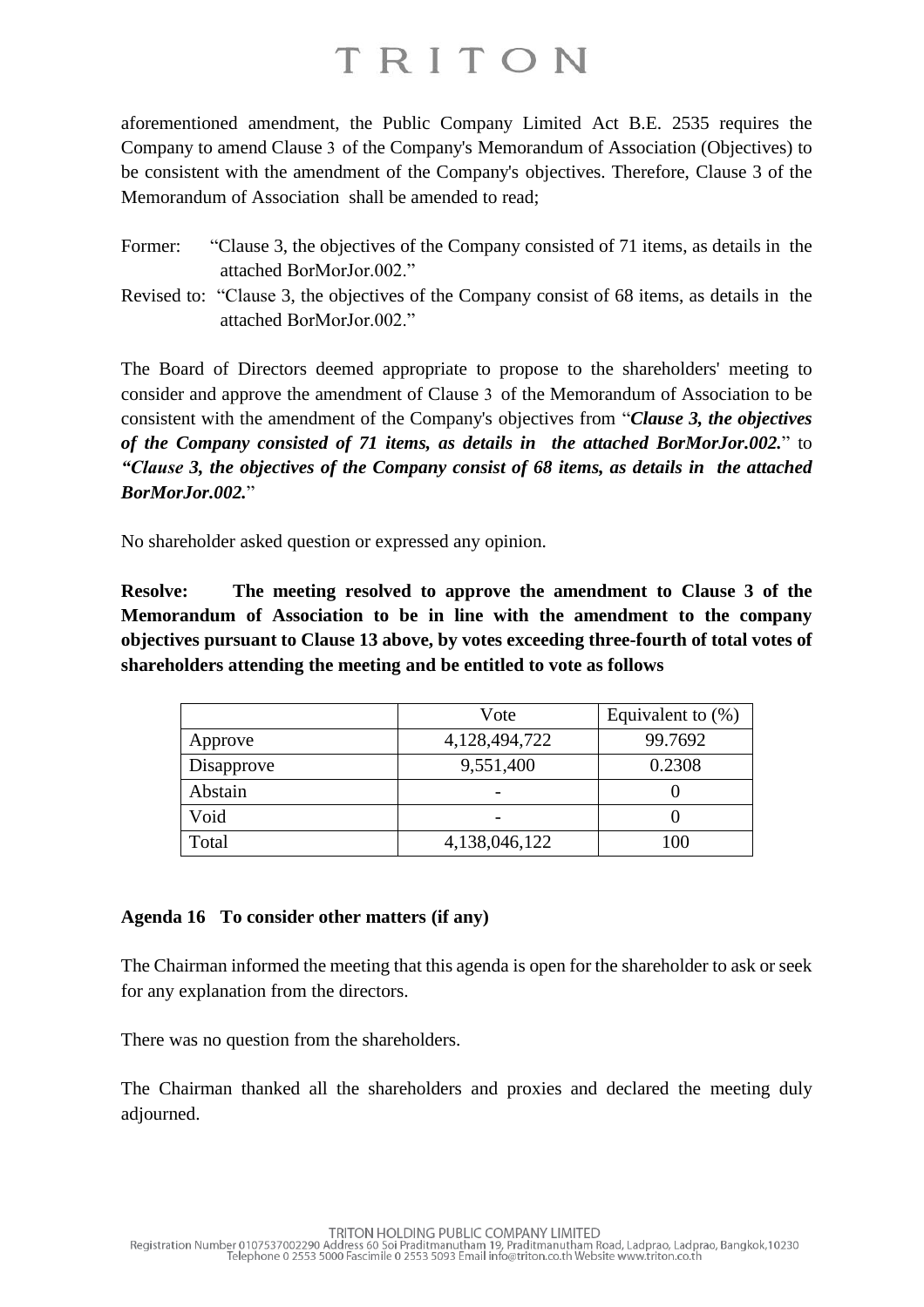aforementioned amendment, the Public Company Limited Act B.E. 2535 requires the Company to amend Clause 3 of the Company's Memorandum of Association (Objectives) to be consistent with the amendment of the Company's objectives. Therefore, Clause 3 of the Memorandum of Association shall be amended to read;

Former: "Clause 3, the objectives of the Company consisted of 71 items, as details in the attached BorMorJor.002."

Revised to: "Clause 3, the objectives of the Company consist of 68 items, as details in the attached BorMorJor.002."

The Board of Directors deemed appropriate to propose to the shareholders' meeting to consider and approve the amendment of Clause 3 of the Memorandum of Association to be consistent with the amendment of the Company's objectives from "***Clause 3, the objectives of the Company consisted of 71 items, as details in the attached BorMorJor.002.***" to ***"Clause 3, the objectives of the Company consist of 68 items, as details in the attached BorMorJor.002.***"

No shareholder asked question or expressed any opinion.

**Resolve: The meeting resolved to approve the amendment to Clause 3 of the Memorandum of Association to be in line with the amendment to the company objectives pursuant to Clause 13 above, by votes exceeding three-fourth of total votes of shareholders attending the meeting and be entitled to vote as follows**

| | Vote | Equivalent to (%) |
|---|---|---|
| Approve | 4,128,494,722 | 99.7692 |
| Disapprove | 9,551,400 | 0.2308 |
| Abstain | - | 0 |
| Void | - | 0 |
| Total | 4,138,046,122 | 100 |

**Agenda 16 To consider other matters (if any)**

The Chairman informed the meeting that this agenda is open for the shareholder to ask or seek for any explanation from the directors.

There was no question from the shareholders.

The Chairman thanked all the shareholders and proxies and declared the meeting duly adjourned.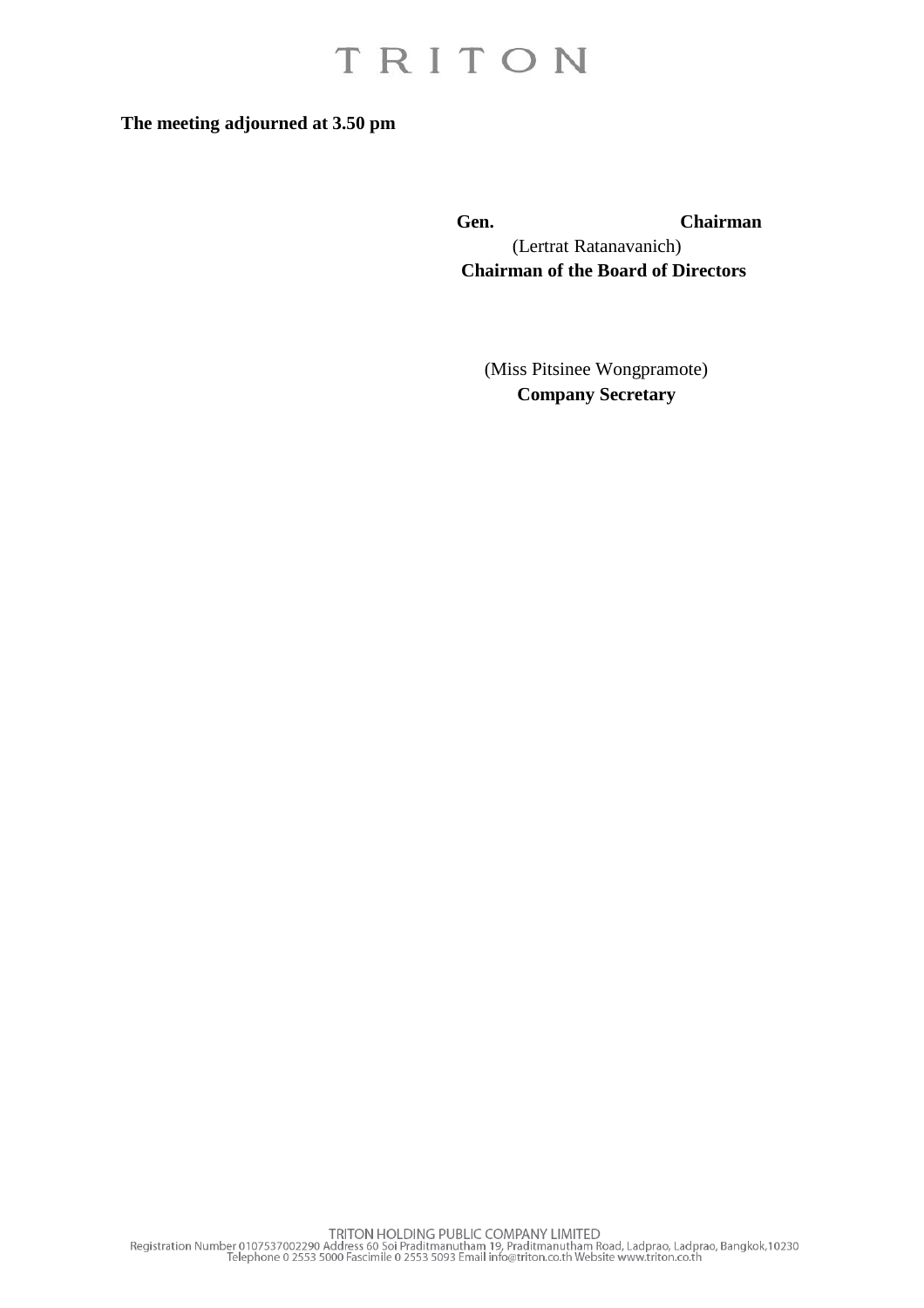**The meeting adjourned at 3.50 pm**

**Gen. Chairman**

(Lertrat Ratanavanich)

**Chairman of the Board of Directors**

(Miss Pitsinee Wongpramote)

**Company Secretary**